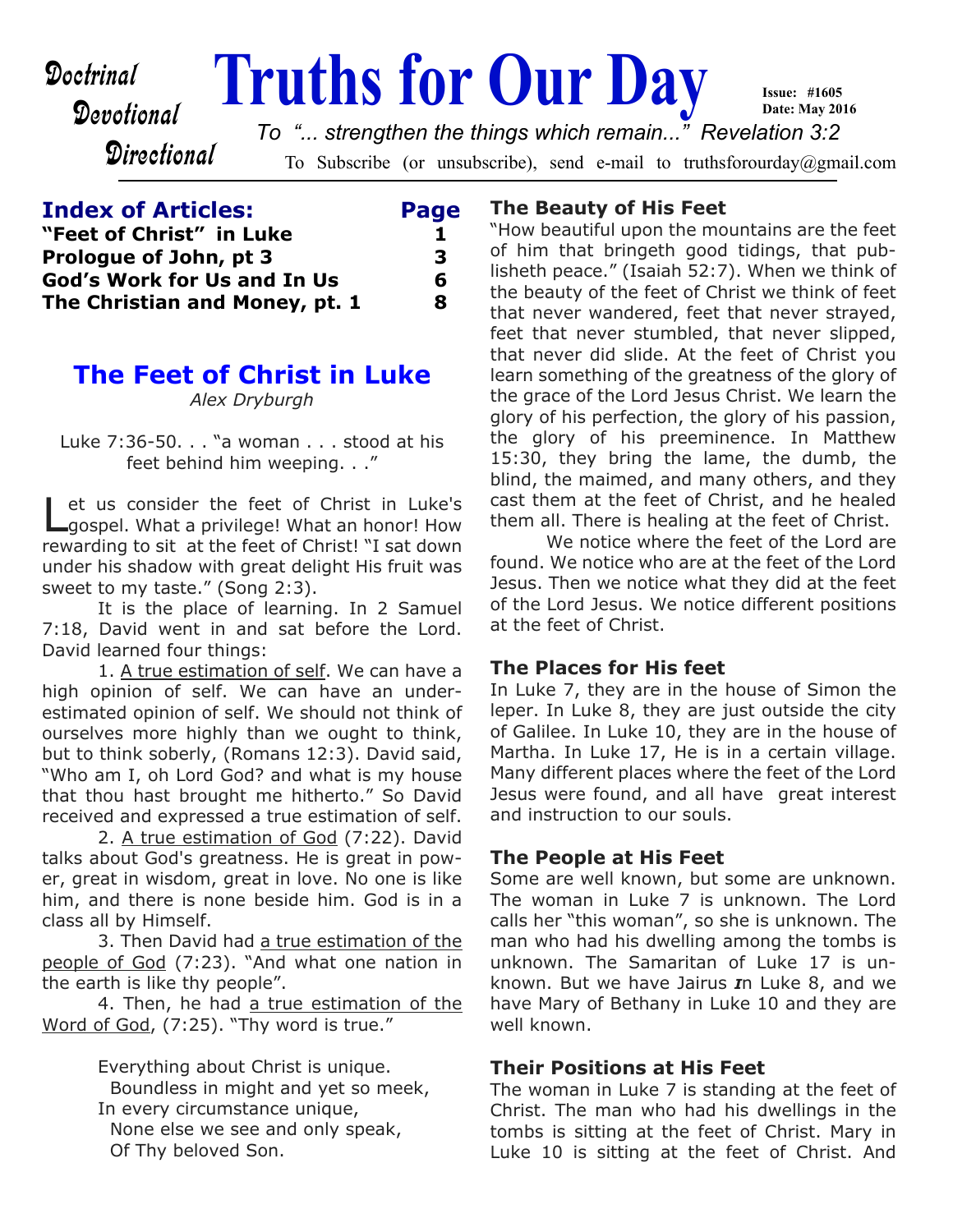Doctrinal
Devotional
Directional

# Truths for Our Day

**Issue: #1605**
**Date: May 2016**

*To "... strengthen the things which remain..." Revelation 3:2*

To Subscribe (or unsubscribe), send e-mail to truthsforourday@gmail.com

## Index of Articles:

| Article | Page |
|---|---|
| **"Feet of Christ" in Luke** | **1** |
| **Prologue of John, pt 3** | **3** |
| **God's Work for Us and In Us** | **6** |
| **The Christian and Money, pt. 1** | **8** |

## The Feet of Christ in Luke

*Alex Dryburgh*

Luke 7:36-50. . . "a woman . . . stood at his feet behind him weeping. . ."

Let us consider the feet of Christ in Luke's gospel. What a privilege! What an honor! How rewarding to sit at the feet of Christ! "I sat down under his shadow with great delight His fruit was sweet to my taste." (Song 2:3).

It is the place of learning. In 2 Samuel 7:18, David went in and sat before the Lord. David learned four things:

1. A true estimation of self. We can have a high opinion of self. We can have an underestimated opinion of self. We should not think of ourselves more highly than we ought to think, but to think soberly, (Romans 12:3). David said, "Who am I, oh Lord God? and what is my house that thou hast brought me hitherto." So David received and expressed a true estimation of self.

2. A true estimation of God (7:22). David talks about God's greatness. He is great in power, great in wisdom, great in love. No one is like him, and there is none beside him. God is in a class all by Himself.

3. Then David had a true estimation of the people of God (7:23). "And what one nation in the earth is like thy people".

4. Then, he had a true estimation of the Word of God, (7:25). "Thy word is true."

Everything about Christ is unique.
Boundless in might and yet so meek,
In every circumstance unique,
None else we see and only speak,
Of Thy beloved Son.

### The Beauty of His Feet

"How beautiful upon the mountains are the feet of him that bringeth good tidings, that publisheth peace." (Isaiah 52:7). When we think of the beauty of the feet of Christ we think of feet that never wandered, feet that never strayed, feet that never stumbled, that never slipped, that never did slide. At the feet of Christ you learn something of the greatness of the glory of the grace of the Lord Jesus Christ. We learn the glory of his perfection, the glory of his passion, the glory of his preeminence. In Matthew 15:30, they bring the lame, the dumb, the blind, the maimed, and many others, and they cast them at the feet of Christ, and he healed them all. There is healing at the feet of Christ.

We notice where the feet of the Lord are found. We notice who are at the feet of the Lord Jesus. Then we notice what they did at the feet of the Lord Jesus. We notice different positions at the feet of Christ.

### The Places for His feet

In Luke 7, they are in the house of Simon the leper. In Luke 8, they are just outside the city of Galilee. In Luke 10, they are in the house of Martha. In Luke 17, He is in a certain village. Many different places where the feet of the Lord Jesus were found, and all have great interest and instruction to our souls.

### The People at His Feet

Some are well known, but some are unknown. The woman in Luke 7 is unknown. The Lord calls her "this woman", so she is unknown. The man who had his dwelling among the tombs is unknown. The Samaritan of Luke 17 is unknown. But we have Jairus in Luke 8, and we have Mary of Bethany in Luke 10 and they are well known.

### Their Positions at His Feet

The woman in Luke 7 is standing at the feet of Christ. The man who had his dwellings in the tombs is sitting at the feet of Christ. Mary in Luke 10 is sitting at the feet of Christ. And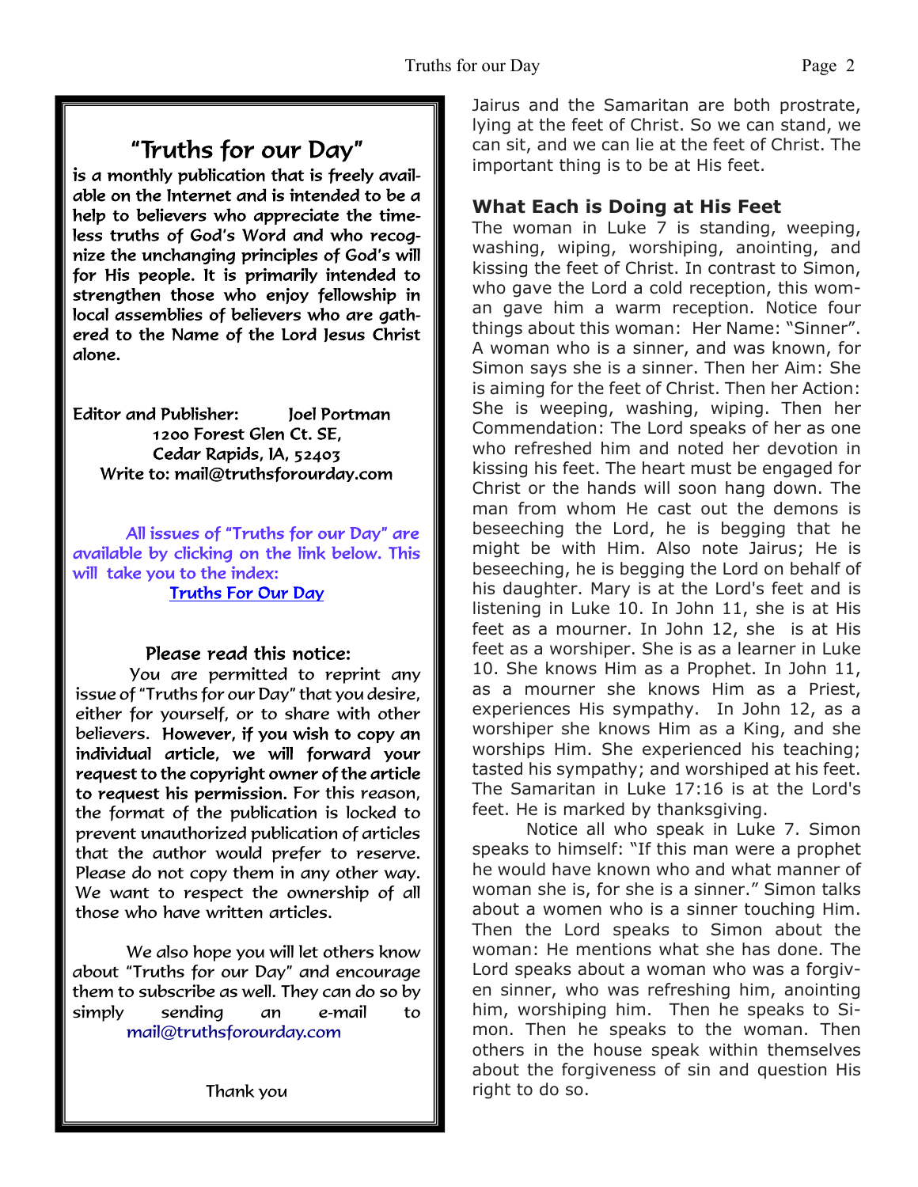## "Truths for our Day"

is a monthly publication that is freely available on the Internet and is intended to be a help to believers who appreciate the timeless truths of God's Word and who recognize the unchanging principles of God's will for His people. It is primarily intended to strengthen those who enjoy fellowship in local assemblies of believers who are gathered to the Name of the Lord Jesus Christ alone.

Editor and Publisher: Joel Portman
1200 Forest Glen Ct. SE,
Cedar Rapids, IA, 52403
Write to: mail@truthsforourday.com

All issues of "Truths for our Day" are available by clicking on the link below. This will take you to the index:
Truths For Our Day

**Please read this notice:**

You are permitted to reprint any issue of "Truths for our Day" that you desire, either for yourself, or to share with other believers. **However, if you wish to copy an individual article, we will forward your request to the copyright owner of the article to request his permission.** For this reason, the format of the publication is locked to prevent unauthorized publication of articles that the author would prefer to reserve. Please do not copy them in any other way. We want to respect the ownership of all those who have written articles.

We also hope you will let others know about "Truths for our Day" and encourage them to subscribe as well. They can do so by simply sending an e-mail to mail@truthsforourday.com

Thank you

Jairus and the Samaritan are both prostrate, lying at the feet of Christ. So we can stand, we can sit, and we can lie at the feet of Christ. The important thing is to be at His feet.

### What Each is Doing at His Feet

The woman in Luke 7 is standing, weeping, washing, wiping, worshiping, anointing, and kissing the feet of Christ. In contrast to Simon, who gave the Lord a cold reception, this woman gave him a warm reception. Notice four things about this woman: Her Name: "Sinner". A woman who is a sinner, and was known, for Simon says she is a sinner. Then her Aim: She is aiming for the feet of Christ. Then her Action: She is weeping, washing, wiping. Then her Commendation: The Lord speaks of her as one who refreshed him and noted her devotion in kissing his feet. The heart must be engaged for Christ or the hands will soon hang down. The man from whom He cast out the demons is beseeching the Lord, he is begging that he might be with Him. Also note Jairus; He is beseeching, he is begging the Lord on behalf of his daughter. Mary is at the Lord's feet and is listening in Luke 10. In John 11, she is at His feet as a mourner. In John 12, she is at His feet as a worshiper. She is as a learner in Luke 10. She knows Him as a Prophet. In John 11, as a mourner she knows Him as a Priest, experiences His sympathy. In John 12, as a worshiper she knows Him as a King, and she worships Him. She experienced his teaching; tasted his sympathy; and worshiped at his feet. The Samaritan in Luke 17:16 is at the Lord's feet. He is marked by thanksgiving.

Notice all who speak in Luke 7. Simon speaks to himself: "If this man were a prophet he would have known who and what manner of woman she is, for she is a sinner." Simon talks about a women who is a sinner touching Him. Then the Lord speaks to Simon about the woman: He mentions what she has done. The Lord speaks about a woman who was a forgiven sinner, who was refreshing him, anointing him, worshiping him. Then he speaks to Simon. Then he speaks to the woman. Then others in the house speak within themselves about the forgiveness of sin and question His right to do so.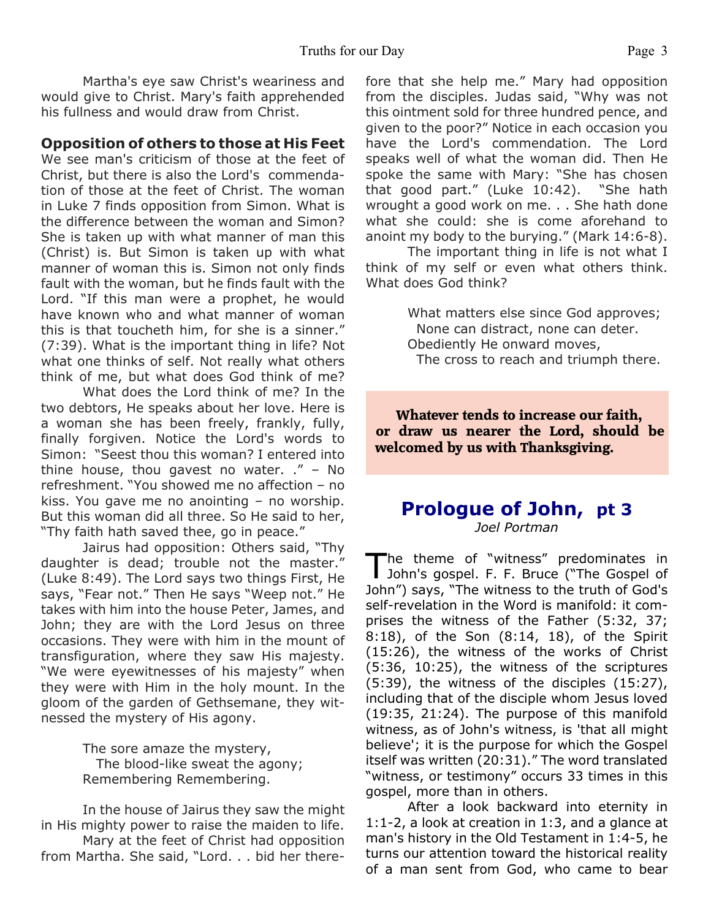Martha's eye saw Christ's weariness and would give to Christ. Mary's faith apprehended his fullness and would draw from Christ.

### Opposition of others to those at His Feet

We see man's criticism of those at the feet of Christ, but there is also the Lord's commendation of those at the feet of Christ. The woman in Luke 7 finds opposition from Simon. What is the difference between the woman and Simon? She is taken up with what manner of man this (Christ) is. But Simon is taken up with what manner of woman this is. Simon not only finds fault with the woman, but he finds fault with the Lord. "If this man were a prophet, he would have known who and what manner of woman this is that toucheth him, for she is a sinner." (7:39). What is the important thing in life? Not what one thinks of self. Not really what others think of me, but what does God think of me?

What does the Lord think of me? In the two debtors, He speaks about her love. Here is a woman she has been freely, frankly, fully, finally forgiven. Notice the Lord's words to Simon: "Seest thou this woman? I entered into thine house, thou gavest no water. ." – No refreshment. "You showed me no affection – no kiss. You gave me no anointing – no worship. But this woman did all three. So He said to her, "Thy faith hath saved thee, go in peace."

Jairus had opposition: Others said, "Thy daughter is dead; trouble not the master." (Luke 8:49). The Lord says two things First, He says, "Fear not." Then He says "Weep not." He takes with him into the house Peter, James, and John; they are with the Lord Jesus on three occasions. They were with him in the mount of transfiguration, where they saw His majesty. "We were eyewitnesses of his majesty" when they were with Him in the holy mount. In the gloom of the garden of Gethsemane, they witnessed the mystery of His agony.

> The sore amaze the mystery,
>   The blood-like sweat the agony;
> Remembering Remembering.

In the house of Jairus they saw the might in His mighty power to raise the maiden to life.

Mary at the feet of Christ had opposition from Martha. She said, "Lord. . . bid her therefore that she help me." Mary had opposition from the disciples. Judas said, "Why was not this ointment sold for three hundred pence, and given to the poor?" Notice in each occasion you have the Lord's commendation. The Lord speaks well of what the woman did. Then He spoke the same with Mary: "She has chosen that good part." (Luke 10:42). "She hath wrought a good work on me. . . She hath done what she could: she is come aforehand to anoint my body to the burying." (Mark 14:6-8).

The important thing in life is not what I think of my self or even what others think. What does God think?

> What matters else since God approves;
>   None can distract, none can deter.
> Obediently He onward moves,
>   The cross to reach and triumph there.

**Whatever tends to increase our faith, or draw us nearer the Lord, should be welcomed by us with Thanksgiving.**

## Prologue of John, pt 3

*Joel Portman*

The theme of "witness" predominates in John's gospel. F. F. Bruce ("The Gospel of John") says, "The witness to the truth of God's self-revelation in the Word is manifold: it comprises the witness of the Father (5:32, 37; 8:18), of the Son (8:14, 18), of the Spirit (15:26), the witness of the works of Christ (5:36, 10:25), the witness of the scriptures (5:39), the witness of the disciples (15:27), including that of the disciple whom Jesus loved (19:35, 21:24). The purpose of this manifold witness, as of John's witness, is 'that all might believe'; it is the purpose for which the Gospel itself was written (20:31)." The word translated "witness, or testimony" occurs 33 times in this gospel, more than in others.

After a look backward into eternity in 1:1-2, a look at creation in 1:3, and a glance at man's history in the Old Testament in 1:4-5, he turns our attention toward the historical reality of a man sent from God, who came to bear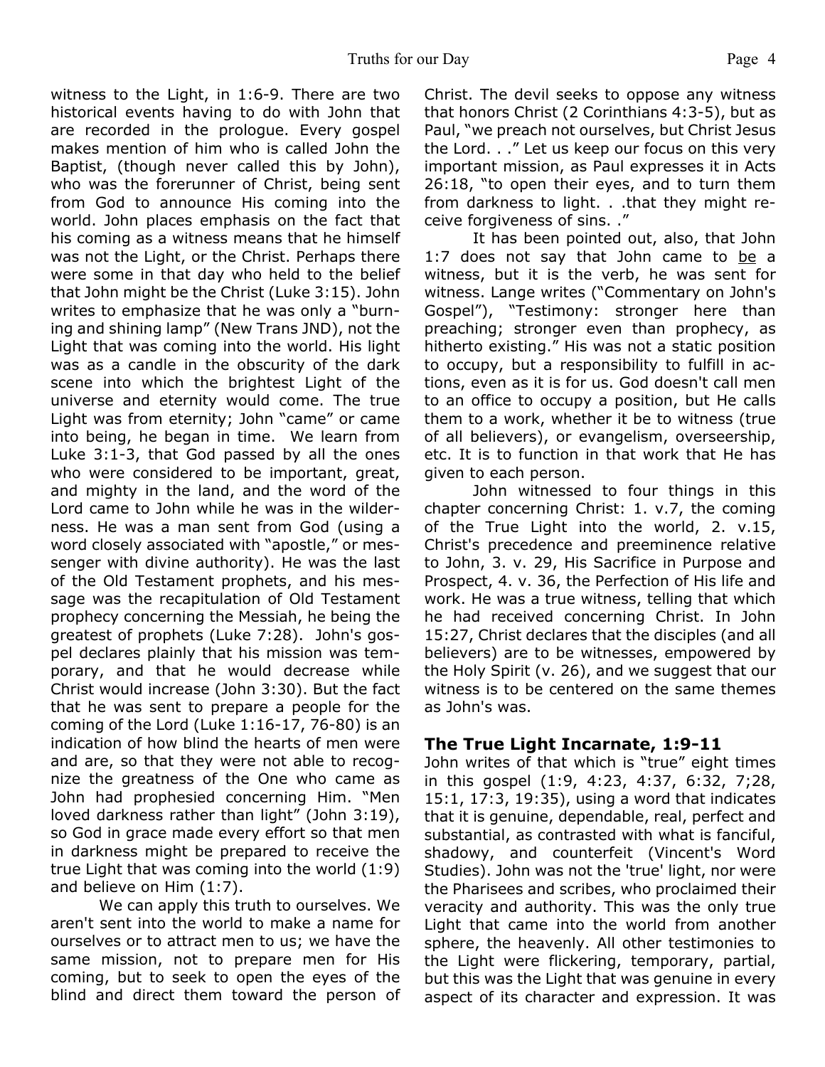witness to the Light, in 1:6-9. There are two historical events having to do with John that are recorded in the prologue. Every gospel makes mention of him who is called John the Baptist, (though never called this by John), who was the forerunner of Christ, being sent from God to announce His coming into the world. John places emphasis on the fact that his coming as a witness means that he himself was not the Light, or the Christ. Perhaps there were some in that day who held to the belief that John might be the Christ (Luke 3:15). John writes to emphasize that he was only a "burning and shining lamp" (New Trans JND), not the Light that was coming into the world. His light was as a candle in the obscurity of the dark scene into which the brightest Light of the universe and eternity would come. The true Light was from eternity; John "came" or came into being, he began in time. We learn from Luke 3:1-3, that God passed by all the ones who were considered to be important, great, and mighty in the land, and the word of the Lord came to John while he was in the wilderness. He was a man sent from God (using a word closely associated with "apostle," or messenger with divine authority). He was the last of the Old Testament prophets, and his message was the recapitulation of Old Testament prophecy concerning the Messiah, he being the greatest of prophets (Luke 7:28). John's gospel declares plainly that his mission was temporary, and that he would decrease while Christ would increase (John 3:30). But the fact that he was sent to prepare a people for the coming of the Lord (Luke 1:16-17, 76-80) is an indication of how blind the hearts of men were and are, so that they were not able to recognize the greatness of the One who came as John had prophesied concerning Him. "Men loved darkness rather than light" (John 3:19), so God in grace made every effort so that men in darkness might be prepared to receive the true Light that was coming into the world (1:9) and believe on Him (1:7).

We can apply this truth to ourselves. We aren't sent into the world to make a name for ourselves or to attract men to us; we have the same mission, not to prepare men for His coming, but to seek to open the eyes of the blind and direct them toward the person of Christ. The devil seeks to oppose any witness that honors Christ (2 Corinthians 4:3-5), but as Paul, "we preach not ourselves, but Christ Jesus the Lord. . ." Let us keep our focus on this very important mission, as Paul expresses it in Acts 26:18, "to open their eyes, and to turn them from darkness to light. . .that they might receive forgiveness of sins. ."

It has been pointed out, also, that John 1:7 does not say that John came to <u>be</u> a witness, but it is the verb, he was sent for witness. Lange writes ("Commentary on John's Gospel"), "Testimony: stronger here than preaching; stronger even than prophecy, as hitherto existing." His was not a static position to occupy, but a responsibility to fulfill in actions, even as it is for us. God doesn't call men to an office to occupy a position, but He calls them to a work, whether it be to witness (true of all believers), or evangelism, overseership, etc. It is to function in that work that He has given to each person.

John witnessed to four things in this chapter concerning Christ: 1. v.7, the coming of the True Light into the world, 2. v.15, Christ's precedence and preeminence relative to John, 3. v. 29, His Sacrifice in Purpose and Prospect, 4. v. 36, the Perfection of His life and work. He was a true witness, telling that which he had received concerning Christ. In John 15:27, Christ declares that the disciples (and all believers) are to be witnesses, empowered by the Holy Spirit (v. 26), and we suggest that our witness is to be centered on the same themes as John's was.

## The True Light Incarnate, 1:9-11

John writes of that which is "true" eight times in this gospel (1:9, 4:23, 4:37, 6:32, 7;28, 15:1, 17:3, 19:35), using a word that indicates that it is genuine, dependable, real, perfect and substantial, as contrasted with what is fanciful, shadowy, and counterfeit (Vincent's Word Studies). John was not the 'true' light, nor were the Pharisees and scribes, who proclaimed their veracity and authority. This was the only true Light that came into the world from another sphere, the heavenly. All other testimonies to the Light were flickering, temporary, partial, but this was the Light that was genuine in every aspect of its character and expression. It was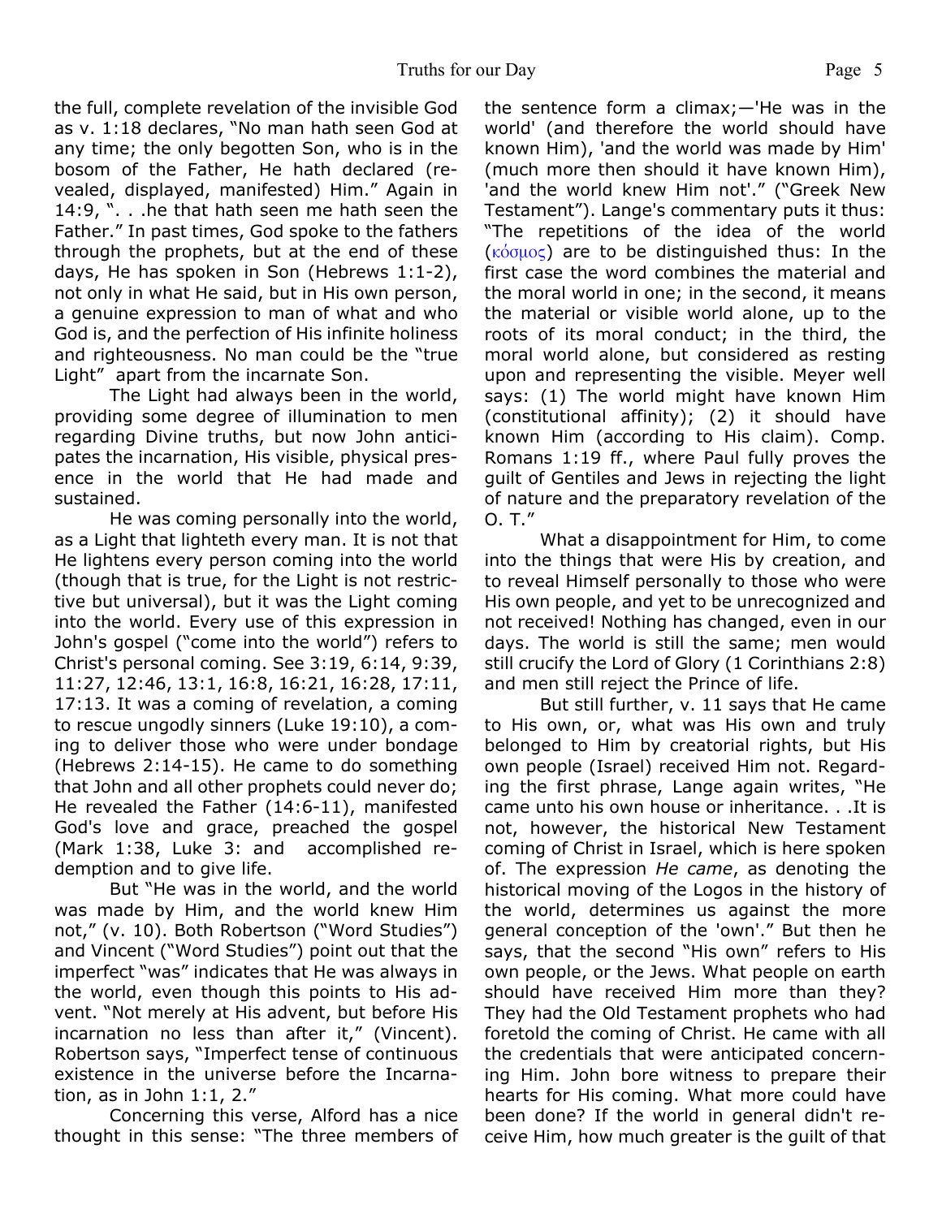the full, complete revelation of the invisible God as v. 1:18 declares, "No man hath seen God at any time; the only begotten Son, who is in the bosom of the Father, He hath declared (revealed, displayed, manifested) Him." Again in 14:9, ". . .he that hath seen me hath seen the Father." In past times, God spoke to the fathers through the prophets, but at the end of these days, He has spoken in Son (Hebrews 1:1-2), not only in what He said, but in His own person, a genuine expression to man of what and who God is, and the perfection of His infinite holiness and righteousness. No man could be the "true Light" apart from the incarnate Son.

The Light had always been in the world, providing some degree of illumination to men regarding Divine truths, but now John anticipates the incarnation, His visible, physical presence in the world that He had made and sustained.

He was coming personally into the world, as a Light that lighteth every man. It is not that He lightens every person coming into the world (though that is true, for the Light is not restrictive but universal), but it was the Light coming into the world. Every use of this expression in John's gospel ("come into the world") refers to Christ's personal coming. See 3:19, 6:14, 9:39, 11:27, 12:46, 13:1, 16:8, 16:21, 16:28, 17:11, 17:13. It was a coming of revelation, a coming to rescue ungodly sinners (Luke 19:10), a coming to deliver those who were under bondage (Hebrews 2:14-15). He came to do something that John and all other prophets could never do; He revealed the Father (14:6-11), manifested God's love and grace, preached the gospel (Mark 1:38, Luke 3: and accomplished redemption and to give life.

But "He was in the world, and the world was made by Him, and the world knew Him not," (v. 10). Both Robertson ("Word Studies") and Vincent ("Word Studies") point out that the imperfect "was" indicates that He was always in the world, even though this points to His advent. "Not merely at His advent, but before His incarnation no less than after it," (Vincent). Robertson says, "Imperfect tense of continuous existence in the universe before the Incarnation, as in John 1:1, 2."

Concerning this verse, Alford has a nice thought in this sense: "The three members of the sentence form a climax;—'He was in the world' (and therefore the world should have known Him), 'and the world was made by Him' (much more then should it have known Him), 'and the world knew Him not'." ("Greek New Testament"). Lange's commentary puts it thus: "The repetitions of the idea of the world (κόσμος) are to be distinguished thus: In the first case the word combines the material and the moral world in one; in the second, it means the material or visible world alone, up to the roots of its moral conduct; in the third, the moral world alone, but considered as resting upon and representing the visible. Meyer well says: (1) The world might have known Him (constitutional affinity); (2) it should have known Him (according to His claim). Comp. Romans 1:19 ff., where Paul fully proves the guilt of Gentiles and Jews in rejecting the light of nature and the preparatory revelation of the O. T."

What a disappointment for Him, to come into the things that were His by creation, and to reveal Himself personally to those who were His own people, and yet to be unrecognized and not received! Nothing has changed, even in our days. The world is still the same; men would still crucify the Lord of Glory (1 Corinthians 2:8) and men still reject the Prince of life.

But still further, v. 11 says that He came to His own, or, what was His own and truly belonged to Him by creatorial rights, but His own people (Israel) received Him not. Regarding the first phrase, Lange again writes, "He came unto his own house or inheritance. . .It is not, however, the historical New Testament coming of Christ in Israel, which is here spoken of. The expression *He came*, as denoting the historical moving of the Logos in the history of the world, determines us against the more general conception of the 'own'." But then he says, that the second "His own" refers to His own people, or the Jews. What people on earth should have received Him more than they? They had the Old Testament prophets who had foretold the coming of Christ. He came with all the credentials that were anticipated concerning Him. John bore witness to prepare their hearts for His coming. What more could have been done? If the world in general didn't receive Him, how much greater is the guilt of that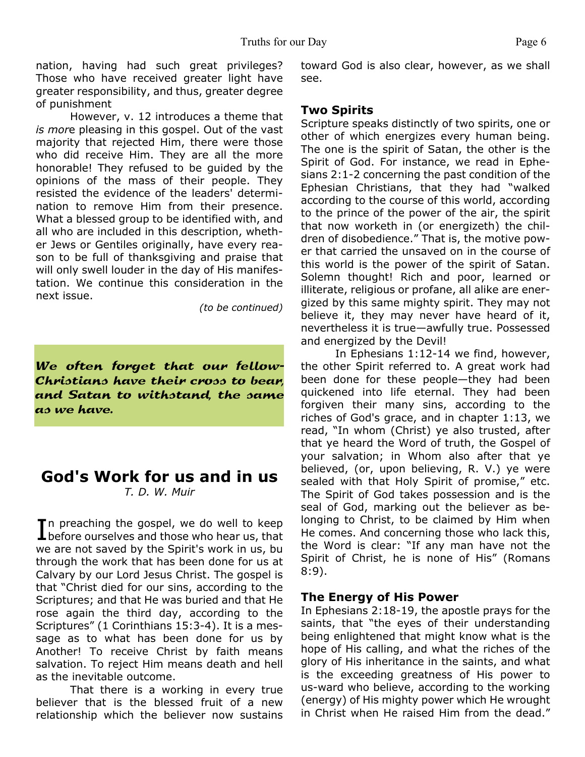nation, having had such great privileges? Those who have received greater light have greater responsibility, and thus, greater degree of punishment

However, v. 12 introduces a theme that *is mor*e pleasing in this gospel. Out of the vast majority that rejected Him, there were those who did receive Him. They are all the more honorable! They refused to be guided by the opinions of the mass of their people. They resisted the evidence of the leaders' determination to remove Him from their presence. What a blessed group to be identified with, and all who are included in this description, whether Jews or Gentiles originally, have every reason to be full of thanksgiving and praise that will only swell louder in the day of His manifestation. We continue this consideration in the next issue.

*(to be continued)*

***We often forget that our fellow-Christians have their cross to bear, and Satan to withstand, the same as we have.***

## God's Work for us and in us

*T. D. W. Muir*

In preaching the gospel, we do well to keep before ourselves and those who hear us, that we are not saved by the Spirit's work in us, bu through the work that has been done for us at Calvary by our Lord Jesus Christ. The gospel is that "Christ died for our sins, according to the Scriptures; and that He was buried and that He rose again the third day, according to the Scriptures" (1 Corinthians 15:3-4). It is a message as to what has been done for us by Another! To receive Christ by faith means salvation. To reject Him means death and hell as the inevitable outcome.

That there is a working in every true believer that is the blessed fruit of a new relationship which the believer now sustains toward God is also clear, however, as we shall see.

### Two Spirits

Scripture speaks distinctly of two spirits, one or other of which energizes every human being. The one is the spirit of Satan, the other is the Spirit of God. For instance, we read in Ephesians 2:1-2 concerning the past condition of the Ephesian Christians, that they had "walked according to the course of this world, according to the prince of the power of the air, the spirit that now worketh in (or energizeth) the children of disobedience." That is, the motive power that carried the unsaved on in the course of this world is the power of the spirit of Satan. Solemn thought! Rich and poor, learned or illiterate, religious or profane, all alike are energized by this same mighty spirit. They may not believe it, they may never have heard of it, nevertheless it is true—awfully true. Possessed and energized by the Devil!

In Ephesians 1:12-14 we find, however, the other Spirit referred to. A great work had been done for these people—they had been quickened into life eternal. They had been forgiven their many sins, according to the riches of God's grace, and in chapter 1:13, we read, "In whom (Christ) ye also trusted, after that ye heard the Word of truth, the Gospel of your salvation; in Whom also after that ye believed, (or, upon believing, R. V.) ye were sealed with that Holy Spirit of promise," etc. The Spirit of God takes possession and is the seal of God, marking out the believer as belonging to Christ, to be claimed by Him when He comes. And concerning those who lack this, the Word is clear: "If any man have not the Spirit of Christ, he is none of His" (Romans 8:9).

### The Energy of His Power

In Ephesians 2:18-19, the apostle prays for the saints, that "the eyes of their understanding being enlightened that might know what is the hope of His calling, and what the riches of the glory of His inheritance in the saints, and what is the exceeding greatness of His power to us-ward who believe, according to the working (energy) of His mighty power which He wrought in Christ when He raised Him from the dead."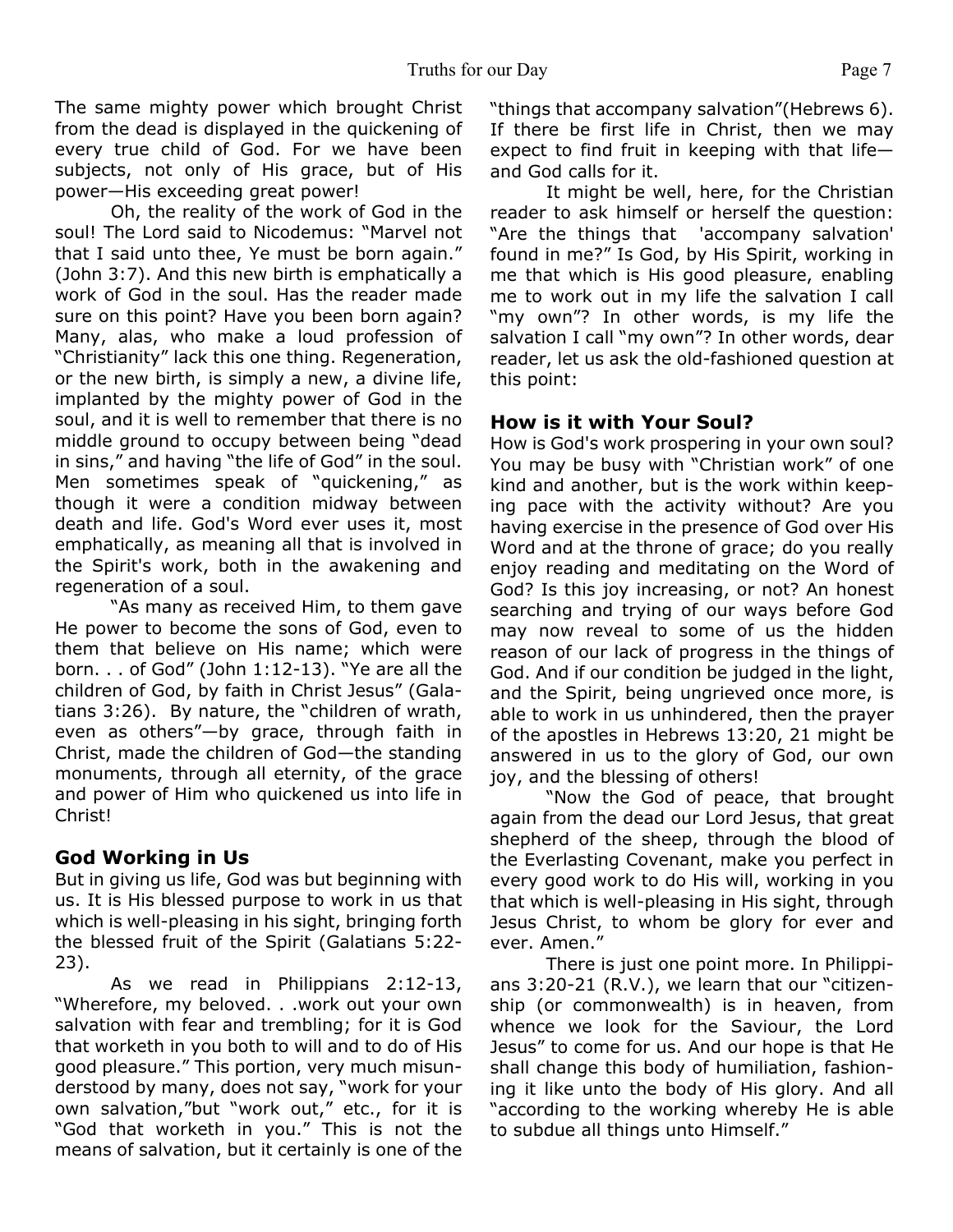The same mighty power which brought Christ from the dead is displayed in the quickening of every true child of God. For we have been subjects, not only of His grace, but of His power—His exceeding great power!

Oh, the reality of the work of God in the soul! The Lord said to Nicodemus: "Marvel not that I said unto thee, Ye must be born again." (John 3:7). And this new birth is emphatically a work of God in the soul. Has the reader made sure on this point? Have you been born again? Many, alas, who make a loud profession of "Christianity" lack this one thing. Regeneration, or the new birth, is simply a new, a divine life, implanted by the mighty power of God in the soul, and it is well to remember that there is no middle ground to occupy between being "dead in sins," and having "the life of God" in the soul. Men sometimes speak of "quickening," as though it were a condition midway between death and life. God's Word ever uses it, most emphatically, as meaning all that is involved in the Spirit's work, both in the awakening and regeneration of a soul.

"As many as received Him, to them gave He power to become the sons of God, even to them that believe on His name; which were born. . . of God" (John 1:12-13). "Ye are all the children of God, by faith in Christ Jesus" (Galatians 3:26). By nature, the "children of wrath, even as others"—by grace, through faith in Christ, made the children of God—the standing monuments, through all eternity, of the grace and power of Him who quickened us into life in Christ!

### God Working in Us

But in giving us life, God was but beginning with us. It is His blessed purpose to work in us that which is well-pleasing in his sight, bringing forth the blessed fruit of the Spirit (Galatians 5:22-23).

As we read in Philippians 2:12-13, "Wherefore, my beloved. . .work out your own salvation with fear and trembling; for it is God that worketh in you both to will and to do of His good pleasure." This portion, very much misunderstood by many, does not say, "work for your own salvation,"but "work out," etc., for it is "God that worketh in you." This is not the means of salvation, but it certainly is one of the "things that accompany salvation"(Hebrews 6). If there be first life in Christ, then we may expect to find fruit in keeping with that life—and God calls for it.

It might be well, here, for the Christian reader to ask himself or herself the question: "Are the things that 'accompany salvation' found in me?" Is God, by His Spirit, working in me that which is His good pleasure, enabling me to work out in my life the salvation I call "my own"? In other words, is my life the salvation I call "my own"? In other words, dear reader, let us ask the old-fashioned question at this point:

### How is it with Your Soul?

How is God's work prospering in your own soul? You may be busy with "Christian work" of one kind and another, but is the work within keeping pace with the activity without? Are you having exercise in the presence of God over His Word and at the throne of grace; do you really enjoy reading and meditating on the Word of God? Is this joy increasing, or not? An honest searching and trying of our ways before God may now reveal to some of us the hidden reason of our lack of progress in the things of God. And if our condition be judged in the light, and the Spirit, being ungrieved once more, is able to work in us unhindered, then the prayer of the apostles in Hebrews 13:20, 21 might be answered in us to the glory of God, our own joy, and the blessing of others!

"Now the God of peace, that brought again from the dead our Lord Jesus, that great shepherd of the sheep, through the blood of the Everlasting Covenant, make you perfect in every good work to do His will, working in you that which is well-pleasing in His sight, through Jesus Christ, to whom be glory for ever and ever. Amen."

There is just one point more. In Philippians 3:20-21 (R.V.), we learn that our "citizenship (or commonwealth) is in heaven, from whence we look for the Saviour, the Lord Jesus" to come for us. And our hope is that He shall change this body of humiliation, fashioning it like unto the body of His glory. And all "according to the working whereby He is able to subdue all things unto Himself."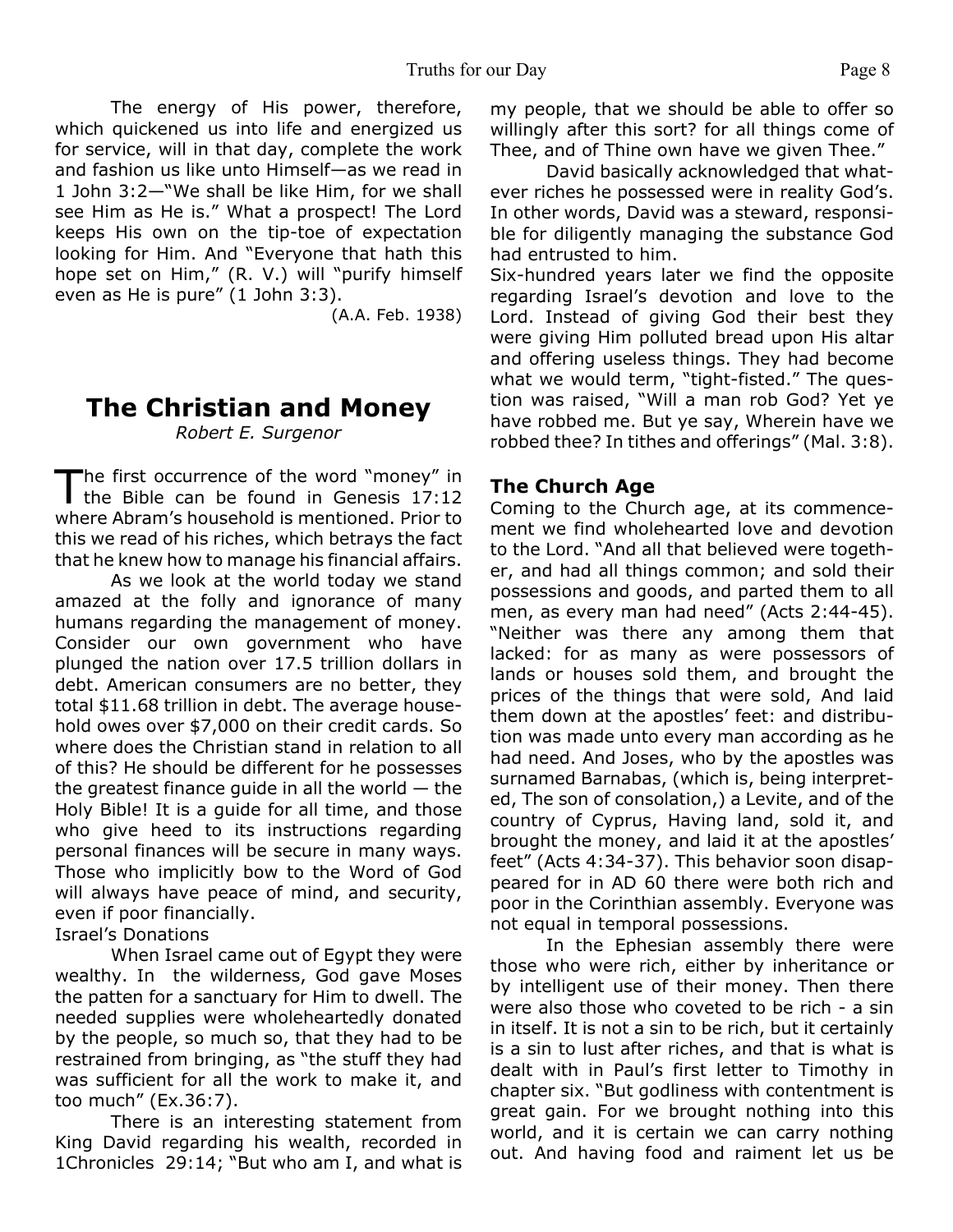The energy of His power, therefore, which quickened us into life and energized us for service, will in that day, complete the work and fashion us like unto Himself—as we read in 1 John 3:2—"We shall be like Him, for we shall see Him as He is." What a prospect! The Lord keeps His own on the tip-toe of expectation looking for Him. And "Everyone that hath this hope set on Him," (R. V.) will "purify himself even as He is pure" (1 John 3:3).

(A.A. Feb. 1938)

## The Christian and Money

*Robert E. Surgenor*

The first occurrence of the word "money" in the Bible can be found in Genesis 17:12 where Abram's household is mentioned. Prior to this we read of his riches, which betrays the fact that he knew how to manage his financial affairs.

As we look at the world today we stand amazed at the folly and ignorance of many humans regarding the management of money. Consider our own government who have plunged the nation over 17.5 trillion dollars in debt. American consumers are no better, they total $11.68 trillion in debt. The average household owes over $7,000 on their credit cards. So where does the Christian stand in relation to all of this? He should be different for he possesses the greatest finance guide in all the world — the Holy Bible! It is a guide for all time, and those who give heed to its instructions regarding personal finances will be secure in many ways. Those who implicitly bow to the Word of God will always have peace of mind, and security, even if poor financially.

Israel's Donations

When Israel came out of Egypt they were wealthy. In the wilderness, God gave Moses the patten for a sanctuary for Him to dwell. The needed supplies were wholeheartedly donated by the people, so much so, that they had to be restrained from bringing, as "the stuff they had was sufficient for all the work to make it, and too much" (Ex.36:7).

There is an interesting statement from King David regarding his wealth, recorded in 1Chronicles 29:14; "But who am I, and what is my people, that we should be able to offer so willingly after this sort? for all things come of Thee, and of Thine own have we given Thee."

David basically acknowledged that whatever riches he possessed were in reality God's. In other words, David was a steward, responsible for diligently managing the substance God had entrusted to him.

Six-hundred years later we find the opposite regarding Israel's devotion and love to the Lord. Instead of giving God their best they were giving Him polluted bread upon His altar and offering useless things. They had become what we would term, "tight-fisted." The question was raised, "Will a man rob God? Yet ye have robbed me. But ye say, Wherein have we robbed thee? In tithes and offerings" (Mal. 3:8).

### The Church Age

Coming to the Church age, at its commencement we find wholehearted love and devotion to the Lord. "And all that believed were together, and had all things common; and sold their possessions and goods, and parted them to all men, as every man had need" (Acts 2:44-45). "Neither was there any among them that lacked: for as many as were possessors of lands or houses sold them, and brought the prices of the things that were sold, And laid them down at the apostles' feet: and distribution was made unto every man according as he had need. And Joses, who by the apostles was surnamed Barnabas, (which is, being interpreted, The son of consolation,) a Levite, and of the country of Cyprus, Having land, sold it, and brought the money, and laid it at the apostles' feet" (Acts 4:34-37). This behavior soon disappeared for in AD 60 there were both rich and poor in the Corinthian assembly. Everyone was not equal in temporal possessions.

In the Ephesian assembly there were those who were rich, either by inheritance or by intelligent use of their money. Then there were also those who coveted to be rich - a sin in itself. It is not a sin to be rich, but it certainly is a sin to lust after riches, and that is what is dealt with in Paul's first letter to Timothy in chapter six. "But godliness with contentment is great gain. For we brought nothing into this world, and it is certain we can carry nothing out. And having food and raiment let us be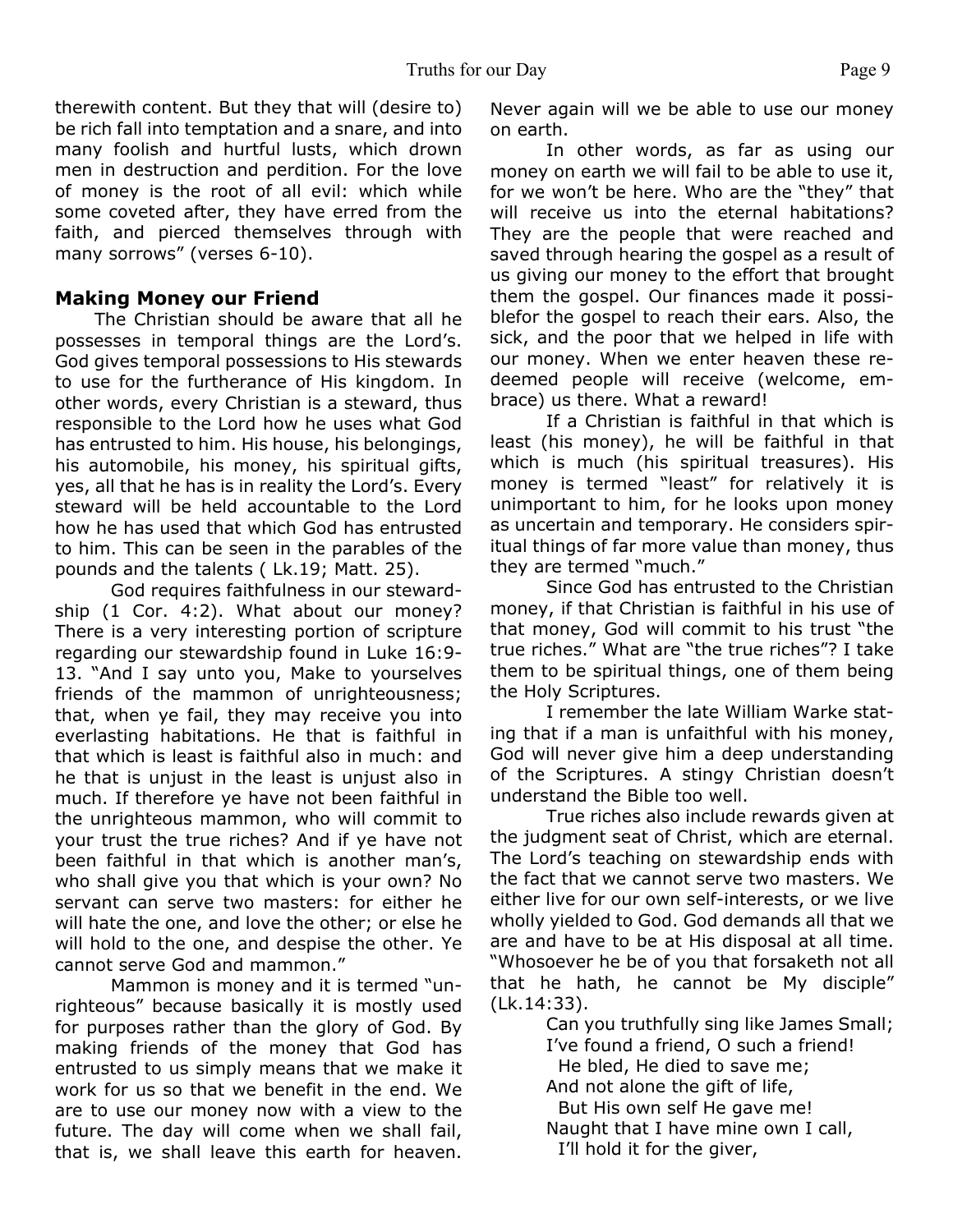therewith content. But they that will (desire to) be rich fall into temptation and a snare, and into many foolish and hurtful lusts, which drown men in destruction and perdition. For the love of money is the root of all evil: which while some coveted after, they have erred from the faith, and pierced themselves through with many sorrows" (verses 6-10).

### Making Money our Friend

The Christian should be aware that all he possesses in temporal things are the Lord's. God gives temporal possessions to His stewards to use for the furtherance of His kingdom. In other words, every Christian is a steward, thus responsible to the Lord how he uses what God has entrusted to him. His house, his belongings, his automobile, his money, his spiritual gifts, yes, all that he has is in reality the Lord's. Every steward will be held accountable to the Lord how he has used that which God has entrusted to him. This can be seen in the parables of the pounds and the talents ( Lk.19; Matt. 25).

God requires faithfulness in our stewardship (1 Cor. 4:2). What about our money? There is a very interesting portion of scripture regarding our stewardship found in Luke 16:9-13. "And I say unto you, Make to yourselves friends of the mammon of unrighteousness; that, when ye fail, they may receive you into everlasting habitations. He that is faithful in that which is least is faithful also in much: and he that is unjust in the least is unjust also in much. If therefore ye have not been faithful in the unrighteous mammon, who will commit to your trust the true riches? And if ye have not been faithful in that which is another man's, who shall give you that which is your own? No servant can serve two masters: for either he will hate the one, and love the other; or else he will hold to the one, and despise the other. Ye cannot serve God and mammon."

Mammon is money and it is termed "unrighteous" because basically it is mostly used for purposes rather than the glory of God. By making friends of the money that God has entrusted to us simply means that we make it work for us so that we benefit in the end. We are to use our money now with a view to the future. The day will come when we shall fail, that is, we shall leave this earth for heaven. Never again will we be able to use our money on earth.

In other words, as far as using our money on earth we will fail to be able to use it, for we won't be here. Who are the "they" that will receive us into the eternal habitations? They are the people that were reached and saved through hearing the gospel as a result of us giving our money to the effort that brought them the gospel. Our finances made it possiblefor the gospel to reach their ears. Also, the sick, and the poor that we helped in life with our money. When we enter heaven these redeemed people will receive (welcome, embrace) us there. What a reward!

If a Christian is faithful in that which is least (his money), he will be faithful in that which is much (his spiritual treasures). His money is termed "least" for relatively it is unimportant to him, for he looks upon money as uncertain and temporary. He considers spiritual things of far more value than money, thus they are termed "much."

Since God has entrusted to the Christian money, if that Christian is faithful in his use of that money, God will commit to his trust "the true riches." What are "the true riches"? I take them to be spiritual things, one of them being the Holy Scriptures.

I remember the late William Warke stating that if a man is unfaithful with his money, God will never give him a deep understanding of the Scriptures. A stingy Christian doesn't understand the Bible too well.

True riches also include rewards given at the judgment seat of Christ, which are eternal. The Lord's teaching on stewardship ends with the fact that we cannot serve two masters. We either live for our own self-interests, or we live wholly yielded to God. God demands all that we are and have to be at His disposal at all time. "Whosoever he be of you that forsaketh not all that he hath, he cannot be My disciple" (Lk.14:33).

Can you truthfully sing like James Small;  
I've found a friend, O such a friend!  
He bled, He died to save me;  
And not alone the gift of life,  
But His own self He gave me!  
Naught that I have mine own I call,  
I'll hold it for the giver,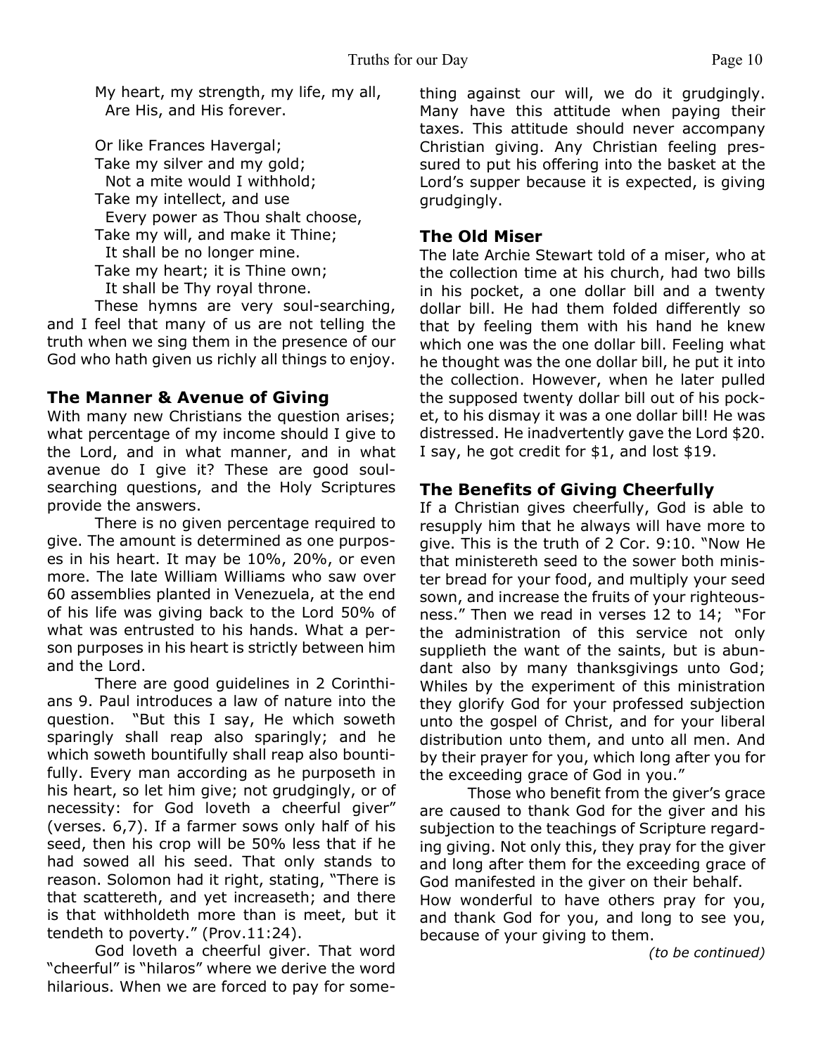My heart, my strength, my life, my all,
Are His, and His forever.

Or like Frances Havergal;
Take my silver and my gold;
Not a mite would I withhold;
Take my intellect, and use
Every power as Thou shalt choose,
Take my will, and make it Thine;
It shall be no longer mine.
Take my heart; it is Thine own;
It shall be Thy royal throne.

These hymns are very soul-searching, and I feel that many of us are not telling the truth when we sing them in the presence of our God who hath given us richly all things to enjoy.

### The Manner & Avenue of Giving

With many new Christians the question arises; what percentage of my income should I give to the Lord, and in what manner, and in what avenue do I give it? These are good soul-searching questions, and the Holy Scriptures provide the answers.

There is no given percentage required to give. The amount is determined as one purposes in his heart. It may be 10%, 20%, or even more. The late William Williams who saw over 60 assemblies planted in Venezuela, at the end of his life was giving back to the Lord 50% of what was entrusted to his hands. What a person purposes in his heart is strictly between him and the Lord.

There are good guidelines in 2 Corinthians 9. Paul introduces a law of nature into the question. "But this I say, He which soweth sparingly shall reap also sparingly; and he which soweth bountifully shall reap also bountifully. Every man according as he purposeth in his heart, so let him give; not grudgingly, or of necessity: for God loveth a cheerful giver" (verses. 6,7). If a farmer sows only half of his seed, then his crop will be 50% less that if he had sowed all his seed. That only stands to reason. Solomon had it right, stating, "There is that scattereth, and yet increaseth; and there is that withholdeth more than is meet, but it tendeth to poverty." (Prov.11:24).

God loveth a cheerful giver. That word "cheerful" is "hilaros" where we derive the word hilarious. When we are forced to pay for something against our will, we do it grudgingly. Many have this attitude when paying their taxes. This attitude should never accompany Christian giving. Any Christian feeling pressured to put his offering into the basket at the Lord's supper because it is expected, is giving grudgingly.

### The Old Miser

The late Archie Stewart told of a miser, who at the collection time at his church, had two bills in his pocket, a one dollar bill and a twenty dollar bill. He had them folded differently so that by feeling them with his hand he knew which one was the one dollar bill. Feeling what he thought was the one dollar bill, he put it into the collection. However, when he later pulled the supposed twenty dollar bill out of his pocket, to his dismay it was a one dollar bill! He was distressed. He inadvertently gave the Lord $20. I say, he got credit for $1, and lost $19.

### The Benefits of Giving Cheerfully

If a Christian gives cheerfully, God is able to resupply him that he always will have more to give. This is the truth of 2 Cor. 9:10. "Now He that ministereth seed to the sower both minister bread for your food, and multiply your seed sown, and increase the fruits of your righteousness." Then we read in verses 12 to 14; "For the administration of this service not only supplieth the want of the saints, but is abundant also by many thanksgivings unto God; Whiles by the experiment of this ministration they glorify God for your professed subjection unto the gospel of Christ, and for your liberal distribution unto them, and unto all men. And by their prayer for you, which long after you for the exceeding grace of God in you."

Those who benefit from the giver's grace are caused to thank God for the giver and his subjection to the teachings of Scripture regarding giving. Not only this, they pray for the giver and long after them for the exceeding grace of God manifested in the giver on their behalf.

How wonderful to have others pray for you, and thank God for you, and long to see you, because of your giving to them.

*(to be continued)*